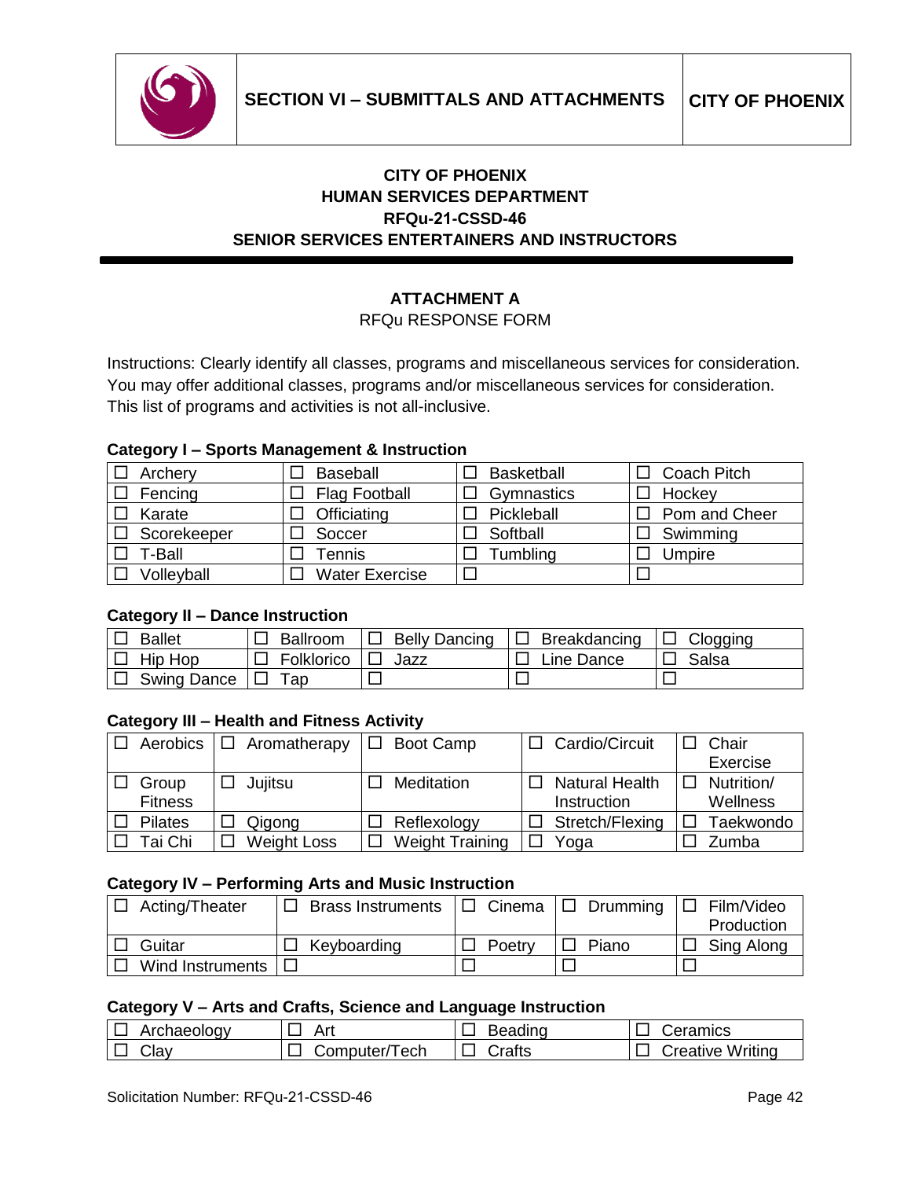**CITY OF PHOENIX**
**HUMAN SERVICES DEPARTMENT**
**RFQu-21-CSSD-46**
**SENIOR SERVICES ENTERTAINERS AND INSTRUCTORS**

## ATTACHMENT A

RFQu RESPONSE FORM

Instructions: Clearly identify all classes, programs and miscellaneous services for consideration. You may offer additional classes, programs and/or miscellaneous services for consideration. This list of programs and activities is not all-inclusive.

### Category I – Sports Management & Instruction

| | | | |
|---|---|---|---|
| ☐ Archery | ☐ Baseball | ☐ Basketball | ☐ Coach Pitch |
| ☐ Fencing | ☐ Flag Football | ☐ Gymnastics | ☐ Hockey |
| ☐ Karate | ☐ Officiating | ☐ Pickleball | ☐ Pom and Cheer |
| ☐ Scorekeeper | ☐ Soccer | ☐ Softball | ☐ Swimming |
| ☐ T-Ball | ☐ Tennis | ☐ Tumbling | ☐ Umpire |
| ☐ Volleyball | ☐ Water Exercise | ☐ | ☐ |

### Category II – Dance Instruction

| | | | | |
|---|---|---|---|---|
| ☐ Ballet | ☐ Ballroom | ☐ Belly Dancing | ☐ Breakdancing | ☐ Clogging |
| ☐ Hip Hop | ☐ Folklorico | ☐ Jazz | ☐ Line Dance | ☐ Salsa |
| ☐ Swing Dance | ☐ Tap | ☐ | ☐ | ☐ |

### Category III – Health and Fitness Activity

| | | | | |
|---|---|---|---|---|
| ☐ Aerobics | ☐ Aromatherapy | ☐ Boot Camp | ☐ Cardio/Circuit | ☐ Chair Exercise |
| ☐ Group Fitness | ☐ Jujitsu | ☐ Meditation | ☐ Natural Health Instruction | ☐ Nutrition/ Wellness |
| ☐ Pilates | ☐ Qigong | ☐ Reflexology | ☐ Stretch/Flexing | ☐ Taekwondo |
| ☐ Tai Chi | ☐ Weight Loss | ☐ Weight Training | ☐ Yoga | ☐ Zumba |

### Category IV – Performing Arts and Music Instruction

| | | | | |
|---|---|---|---|---|
| ☐ Acting/Theater | ☐ Brass Instruments | ☐ Cinema | ☐ Drumming | ☐ Film/Video Production |
| ☐ Guitar | ☐ Keyboarding | ☐ Poetry | ☐ Piano | ☐ Sing Along |
| ☐ Wind Instruments | ☐ | ☐ | ☐ | ☐ |

### Category V – Arts and Crafts, Science and Language Instruction

| | | | |
|---|---|---|---|
| ☐ Archaeology | ☐ Art | ☐ Beading | ☐ Ceramics |
| ☐ Clay | ☐ Computer/Tech | ☐ Crafts | ☐ Creative Writing |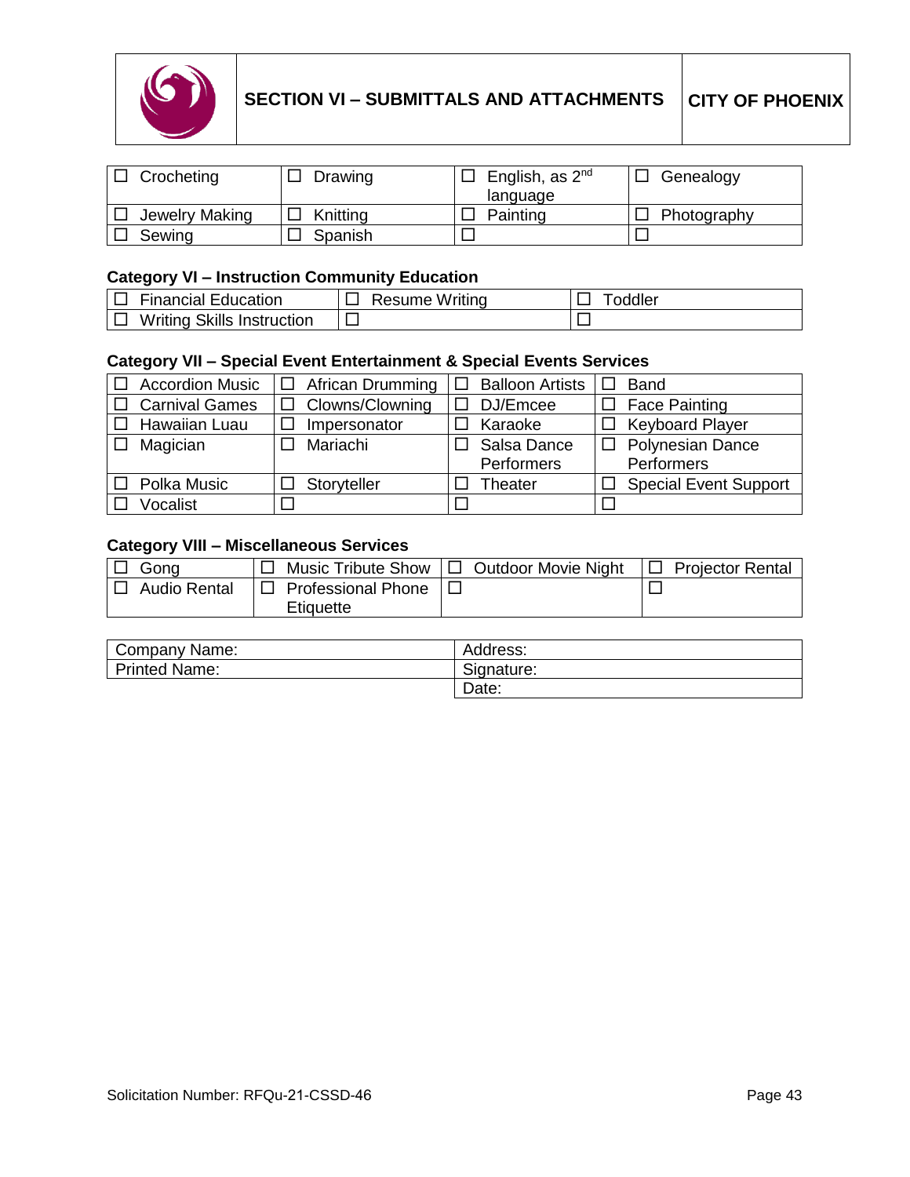| | | | |
|---|---|---|---|
| ☐ Crocheting | ☐ Drawing | ☐ English, as 2nd language | ☐ Genealogy |
| ☐ Jewelry Making | ☐ Knitting | ☐ Painting | ☐ Photography |
| ☐ Sewing | ☐ Spanish | ☐ | ☐ |

**Category VI – Instruction Community Education**

| | | |
|---|---|---|
| ☐ Financial Education | ☐ Resume Writing | ☐ Toddler |
| ☐ Writing Skills Instruction | ☐ | ☐ |

**Category VII – Special Event Entertainment & Special Events Services**

| | | | |
|---|---|---|---|
| ☐ Accordion Music | ☐ African Drumming | ☐ Balloon Artists | ☐ Band |
| ☐ Carnival Games | ☐ Clowns/Clowning | ☐ DJ/Emcee | ☐ Face Painting |
| ☐ Hawaiian Luau | ☐ Impersonator | ☐ Karaoke | ☐ Keyboard Player |
| ☐ Magician | ☐ Mariachi | ☐ Salsa Dance Performers | ☐ Polynesian Dance Performers |
| ☐ Polka Music | ☐ Storyteller | ☐ Theater | ☐ Special Event Support |
| ☐ Vocalist | ☐ | ☐ | ☐ |

**Category VIII – Miscellaneous Services**

| | | | |
|---|---|---|---|
| ☐ Gong | ☐ Music Tribute Show | ☐ Outdoor Movie Night | ☐ Projector Rental |
| ☐ Audio Rental | ☐ Professional Phone Etiquette | ☐ | ☐ |

| | |
|---|---|
| Company Name: | Address: |
| Printed Name: | Signature: |
| | Date: |

Solicitation Number: RFQu-21-CSSD-46